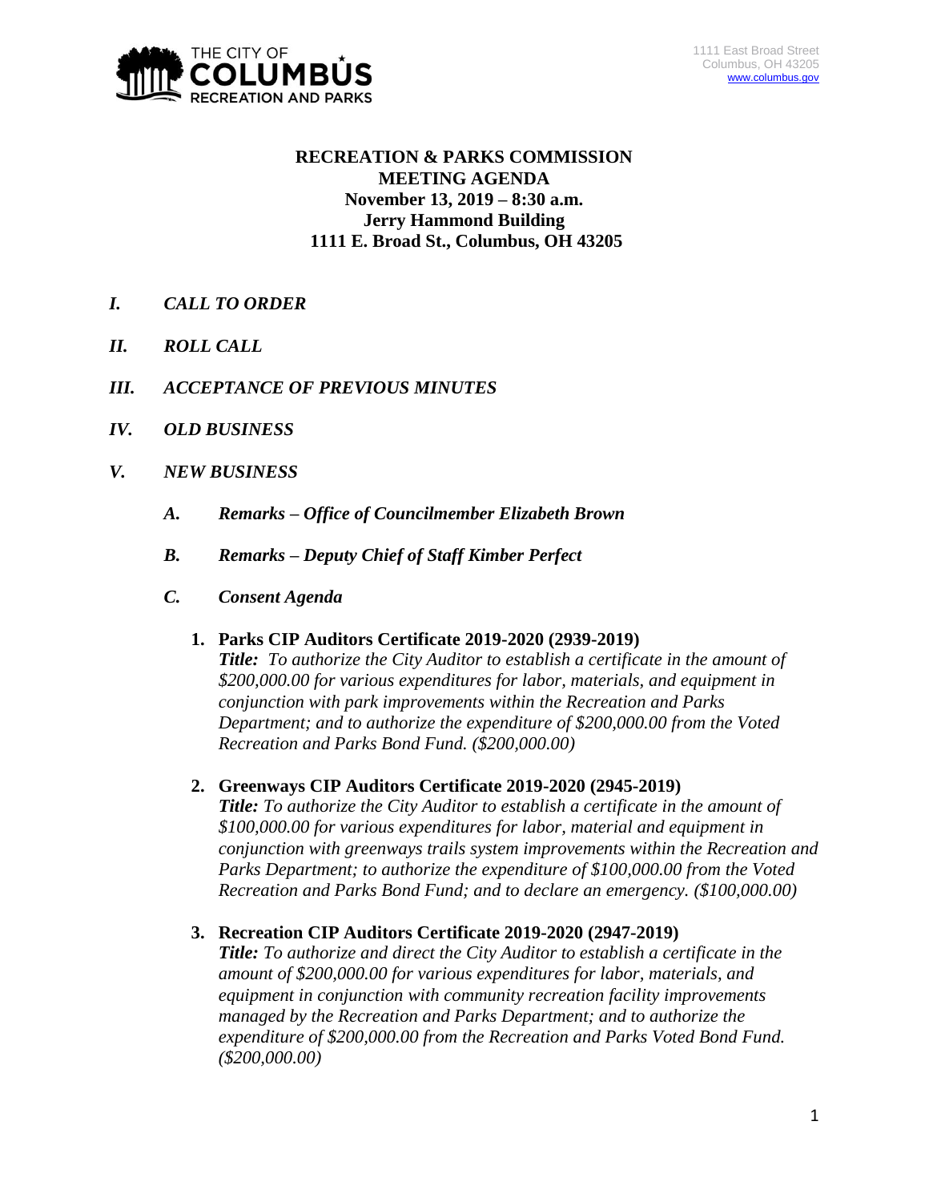THE CITY OF COLUMBUS RECREATION AND PARKS

1111 East Broad Street
Columbus, OH 43205
www.columbus.gov

# RECREATION & PARKS COMMISSION MEETING AGENDA

**November 13, 2019 – 8:30 a.m.**
**Jerry Hammond Building**
**1111 E. Broad St., Columbus, OH 43205**

***I. CALL TO ORDER***

***II. ROLL CALL***

***III. ACCEPTANCE OF PREVIOUS MINUTES***

***IV. OLD BUSINESS***

***V. NEW BUSINESS***

***A. Remarks – Office of Councilmember Elizabeth Brown***

***B. Remarks – Deputy Chief of Staff Kimber Perfect***

***C. Consent Agenda***

1. **Parks CIP Auditors Certificate 2019-2020 (2939-2019)**
   ***Title:*** *To authorize the City Auditor to establish a certificate in the amount of $200,000.00 for various expenditures for labor, materials, and equipment in conjunction with park improvements within the Recreation and Parks Department; and to authorize the expenditure of $200,000.00 from the Voted Recreation and Parks Bond Fund. ($200,000.00)*

2. **Greenways CIP Auditors Certificate 2019-2020 (2945-2019)**
   ***Title:*** *To authorize the City Auditor to establish a certificate in the amount of $100,000.00 for various expenditures for labor, material and equipment in conjunction with greenways trails system improvements within the Recreation and Parks Department; to authorize the expenditure of $100,000.00 from the Voted Recreation and Parks Bond Fund; and to declare an emergency. ($100,000.00)*

3. **Recreation CIP Auditors Certificate 2019-2020 (2947-2019)**
   ***Title:*** *To authorize and direct the City Auditor to establish a certificate in the amount of $200,000.00 for various expenditures for labor, materials, and equipment in conjunction with community recreation facility improvements managed by the Recreation and Parks Department; and to authorize the expenditure of $200,000.00 from the Recreation and Parks Voted Bond Fund. ($200,000.00)*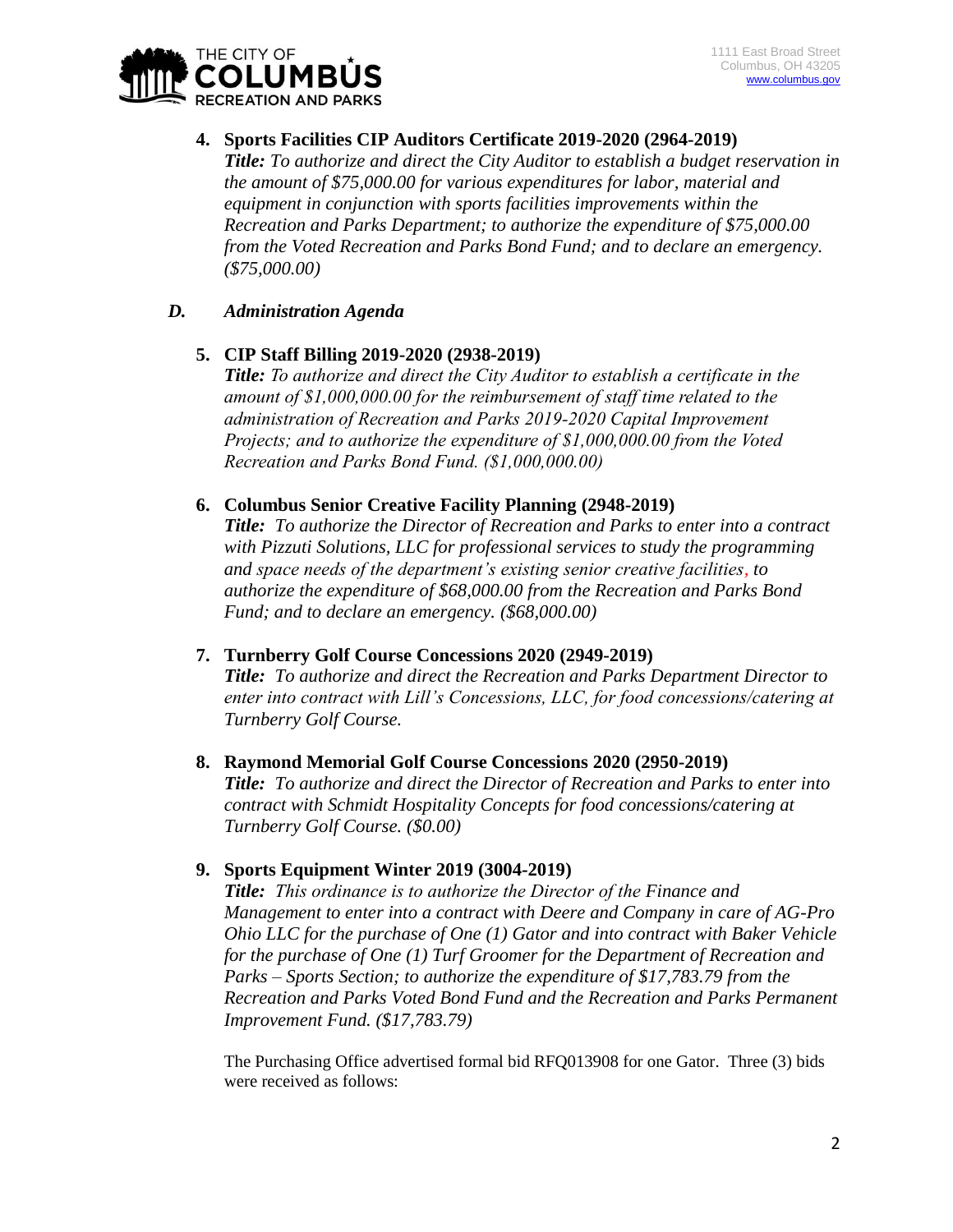4. **Sports Facilities CIP Auditors Certificate 2019-2020 (2964-2019)**
   ***Title:*** *To authorize and direct the City Auditor to establish a budget reservation in the amount of $75,000.00 for various expenditures for labor, material and equipment in conjunction with sports facilities improvements within the Recreation and Parks Department; to authorize the expenditure of $75,000.00 from the Voted Recreation and Parks Bond Fund; and to declare an emergency. ($75,000.00)*

### *D. Administration Agenda*

5. **CIP Staff Billing 2019-2020 (2938-2019)**
   ***Title:*** *To authorize and direct the City Auditor to establish a certificate in the amount of $1,000,000.00 for the reimbursement of staff time related to the administration of Recreation and Parks 2019-2020 Capital Improvement Projects; and to authorize the expenditure of $1,000,000.00 from the Voted Recreation and Parks Bond Fund. ($1,000,000.00)*

6. **Columbus Senior Creative Facility Planning (2948-2019)**
   ***Title:*** *To authorize the Director of Recreation and Parks to enter into a contract with Pizzuti Solutions, LLC for professional services to study the programming and space needs of the department's existing senior creative facilities, to authorize the expenditure of $68,000.00 from the Recreation and Parks Bond Fund; and to declare an emergency. ($68,000.00)*

7. **Turnberry Golf Course Concessions 2020 (2949-2019)**
   ***Title:*** *To authorize and direct the Recreation and Parks Department Director to enter into contract with Lill's Concessions, LLC, for food concessions/catering at Turnberry Golf Course.*

8. **Raymond Memorial Golf Course Concessions 2020 (2950-2019)**
   ***Title:*** *To authorize and direct the Director of Recreation and Parks to enter into contract with Schmidt Hospitality Concepts for food concessions/catering at Turnberry Golf Course. ($0.00)*

9. **Sports Equipment Winter 2019 (3004-2019)**
   ***Title:*** *This ordinance is to authorize the Director of the Finance and Management to enter into a contract with Deere and Company in care of AG-Pro Ohio LLC for the purchase of One (1) Gator and into contract with Baker Vehicle for the purchase of One (1) Turf Groomer for the Department of Recreation and Parks – Sports Section; to authorize the expenditure of $17,783.79 from the Recreation and Parks Voted Bond Fund and the Recreation and Parks Permanent Improvement Fund. ($17,783.79)*

   The Purchasing Office advertised formal bid RFQ013908 for one Gator. Three (3) bids were received as follows: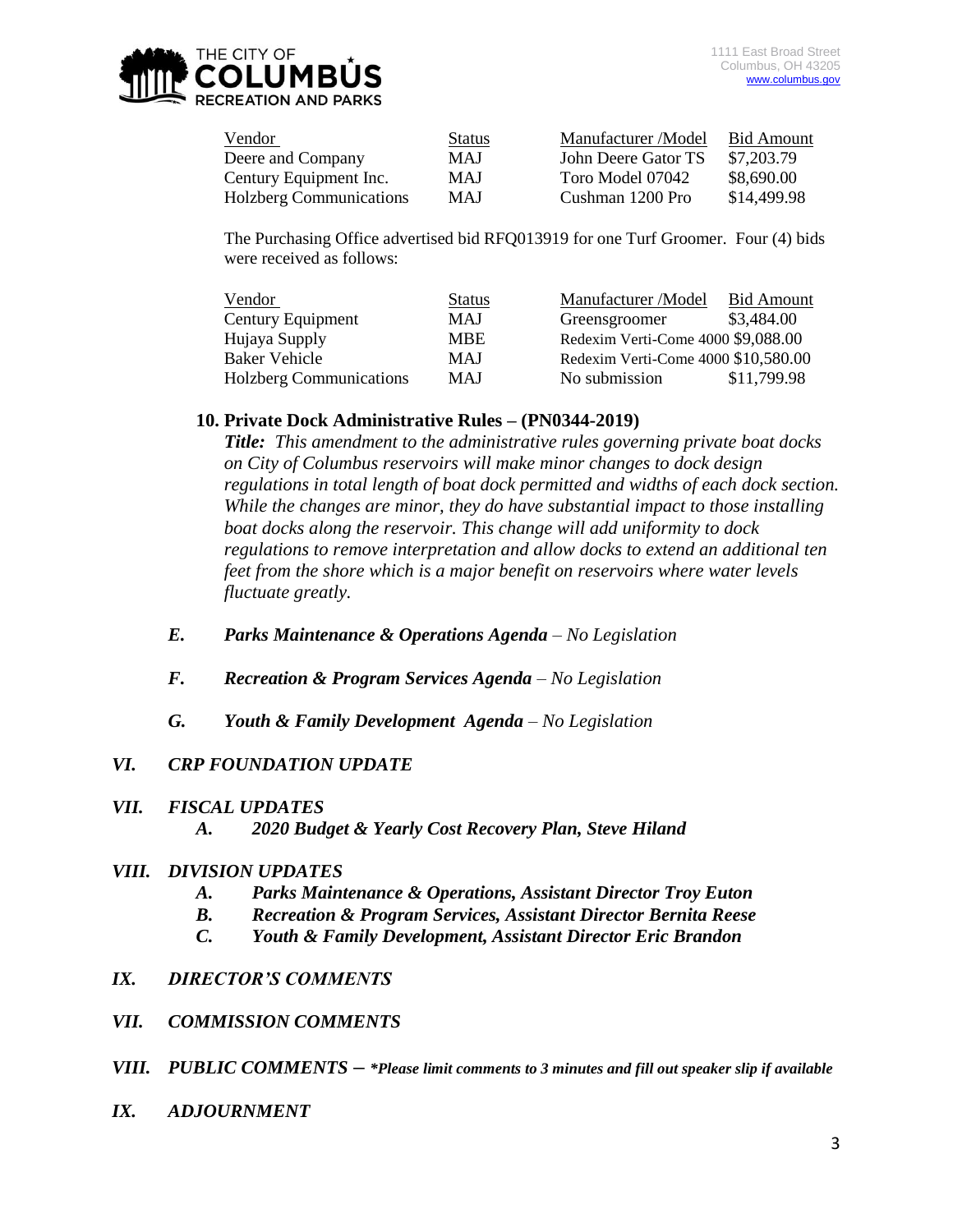| Vendor | Status | Manufacturer /Model | Bid Amount |
|---|---|---|---|
| Deere and Company | MAJ | John Deere Gator TS | $7,203.79 |
| Century Equipment Inc. | MAJ | Toro Model 07042 | $8,690.00 |
| Holzberg Communications | MAJ | Cushman 1200 Pro | $14,499.98 |

The Purchasing Office advertised bid RFQ013919 for one Turf Groomer. Four (4) bids were received as follows:

| Vendor | Status | Manufacturer /Model | Bid Amount |
|---|---|---|---|
| Century Equipment | MAJ | Greensgroomer | $3,484.00 |
| Hujaya Supply | MBE | Redexim Verti-Come 4000 | $9,088.00 |
| Baker Vehicle | MAJ | Redexim Verti-Come 4000 | $10,580.00 |
| Holzberg Communications | MAJ | No submission | $11,799.98 |

**10. Private Dock Administrative Rules – (PN0344-2019)**

***Title:*** *This amendment to the administrative rules governing private boat docks on City of Columbus reservoirs will make minor changes to dock design regulations in total length of boat dock permitted and widths of each dock section. While the changes are minor, they do have substantial impact to those installing boat docks along the reservoir. This change will add uniformity to dock regulations to remove interpretation and allow docks to extend an additional ten feet from the shore which is a major benefit on reservoirs where water levels fluctuate greatly.*

*E.* ***Parks Maintenance & Operations Agenda*** *– No Legislation*

*F.* ***Recreation & Program Services Agenda*** *– No Legislation*

*G.* ***Youth & Family Development Agenda*** *– No Legislation*

## *VI. CRP FOUNDATION UPDATE*

## *VII. FISCAL UPDATES*

*A.* ***2020 Budget & Yearly Cost Recovery Plan, Steve Hiland***

## *VIII. DIVISION UPDATES*

*A.* ***Parks Maintenance & Operations, Assistant Director Troy Euton***
*B.* ***Recreation & Program Services, Assistant Director Bernita Reese***
*C.* ***Youth & Family Development, Assistant Director Eric Brandon***

## *IX. DIRECTOR'S COMMENTS*

## *VII. COMMISSION COMMENTS*

## *VIII. PUBLIC COMMENTS – \*Please limit comments to 3 minutes and fill out speaker slip if available*

## *IX. ADJOURNMENT*